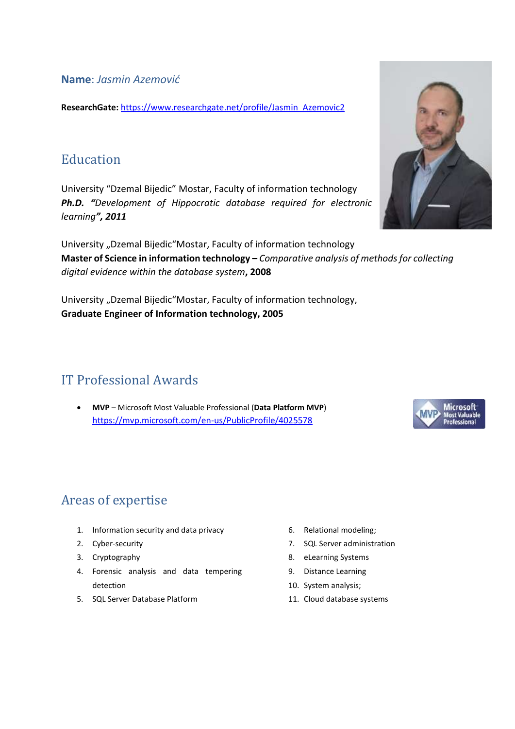**Name**: *Jasmin Azemović*

**ResearchGate:** https://www.researchgate.net/profile/Jasmin_Azemovic2

## Education

University "Dzemal Bijedic" Mostar, Faculty of information technology
***Ph.D. "Development of Hippocratic database required for electronic learning", 2011***

University „Dzemal Bijedic"Mostar, Faculty of information technology
**Master of Science in information technology –** *Comparative analysis of methods for collecting digital evidence within the database system*, **2008**

University „Dzemal Bijedic"Mostar, Faculty of information technology,
**Graduate Engineer of Information technology, 2005**

## IT Professional Awards

- **MVP** – Microsoft Most Valuable Professional (**Data Platform MVP**)
  https://mvp.microsoft.com/en-us/PublicProfile/4025578

## Areas of expertise

1. Information security and data privacy
2. Cyber-security
3. Cryptography
4. Forensic analysis and data tempering detection
5. SQL Server Database Platform
6. Relational modeling;
7. SQL Server administration
8. eLearning Systems
9. Distance Learning
10. System analysis;
11. Cloud database systems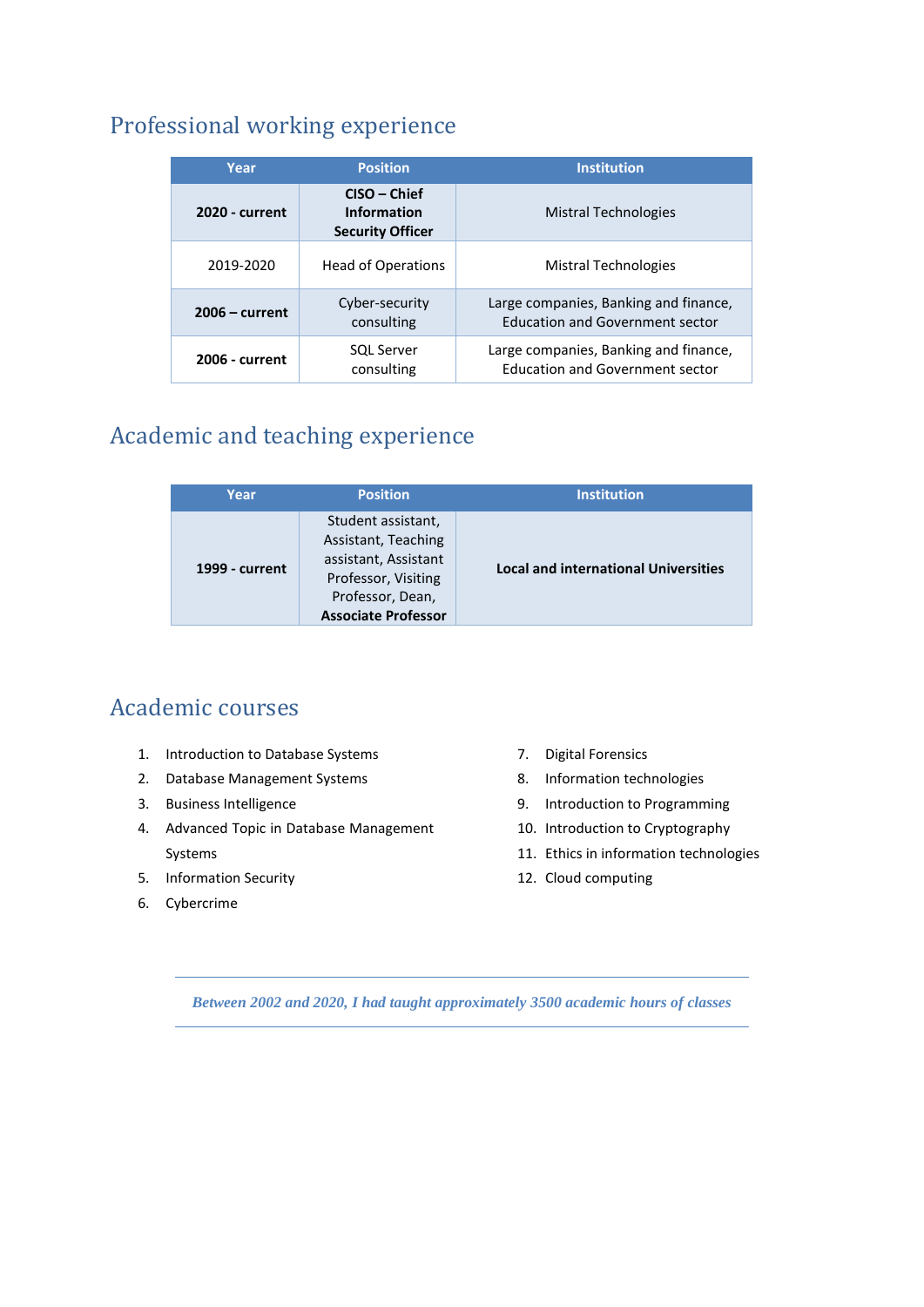## Professional working experience

| Year | Position | Institution |
|---|---|---|
| **2020 - current** | **CISO – Chief Information Security Officer** | Mistral Technologies |
| 2019-2020 | Head of Operations | Mistral Technologies |
| **2006 – current** | Cyber-security consulting | Large companies, Banking and finance, Education and Government sector |
| **2006 - current** | SQL Server consulting | Large companies, Banking and finance, Education and Government sector |

## Academic and teaching experience

| Year | Position | Institution |
|---|---|---|
| **1999 - current** | Student assistant, Assistant, Teaching assistant, Assistant Professor, Visiting Professor, Dean, **Associate Professor** | **Local and international Universities** |

## Academic courses

1. Introduction to Database Systems
2. Database Management Systems
3. Business Intelligence
4. Advanced Topic in Database Management Systems
5. Information Security
6. Cybercrime
7. Digital Forensics
8. Information technologies
9. Introduction to Programming
10. Introduction to Cryptography
11. Ethics in information technologies
12. Cloud computing

---

*Between 2002 and 2020, I had taught approximately 3500 academic hours of classes*

---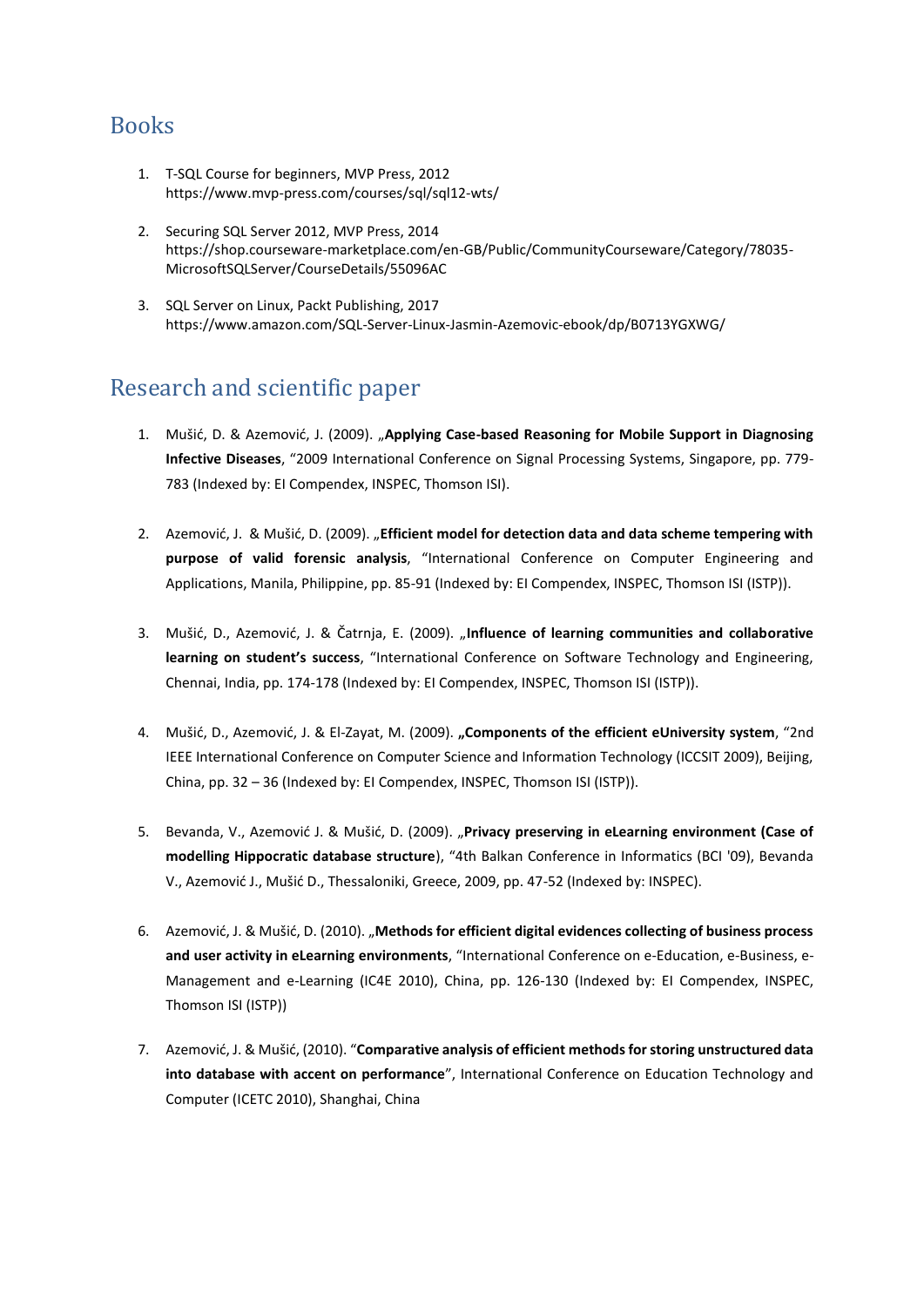## Books

1. T-SQL Course for beginners, MVP Press, 2012
   https://www.mvp-press.com/courses/sql/sql12-wts/

2. Securing SQL Server 2012, MVP Press, 2014
   https://shop.courseware-marketplace.com/en-GB/Public/CommunityCourseware/Category/78035-MicrosoftSQLServer/CourseDetails/55096AC

3. SQL Server on Linux, Packt Publishing, 2017
   https://www.amazon.com/SQL-Server-Linux-Jasmin-Azemovic-ebook/dp/B0713YGXWG/

## Research and scientific paper

1. Mušić, D. & Azemović, J. (2009). „**Applying Case-based Reasoning for Mobile Support in Diagnosing Infective Diseases**, "2009 International Conference on Signal Processing Systems, Singapore, pp. 779-783 (Indexed by: EI Compendex, INSPEC, Thomson ISI).

2. Azemović, J. & Mušić, D. (2009). „**Efficient model for detection data and data scheme tempering with purpose of valid forensic analysis**, "International Conference on Computer Engineering and Applications, Manila, Philippine, pp. 85-91 (Indexed by: EI Compendex, INSPEC, Thomson ISI (ISTP)).

3. Mušić, D., Azemović, J. & Čatrnja, E. (2009). „**Influence of learning communities and collaborative learning on student's success**, "International Conference on Software Technology and Engineering, Chennai, India, pp. 174-178 (Indexed by: EI Compendex, INSPEC, Thomson ISI (ISTP)).

4. Mušić, D., Azemović, J. & El-Zayat, M. (2009). **„Components of the efficient eUniversity system**, "2nd IEEE International Conference on Computer Science and Information Technology (ICCSIT 2009), Beijing, China, pp. 32 – 36 (Indexed by: EI Compendex, INSPEC, Thomson ISI (ISTP)).

5. Bevanda, V., Azemović J. & Mušić, D. (2009). „**Privacy preserving in eLearning environment (Case of modelling Hippocratic database structure**), "4th Balkan Conference in Informatics (BCI '09), Bevanda V., Azemović J., Mušić D., Thessaloniki, Greece, 2009, pp. 47-52 (Indexed by: INSPEC).

6. Azemović, J. & Mušić, D. (2010). „**Methods for efficient digital evidences collecting of business process and user activity in eLearning environments**, "International Conference on e-Education, e-Business, e-Management and e-Learning (IC4E 2010), China, pp. 126-130 (Indexed by: EI Compendex, INSPEC, Thomson ISI (ISTP))

7. Azemović, J. & Mušić, (2010). "**Comparative analysis of efficient methods for storing unstructured data into database with accent on performance**", International Conference on Education Technology and Computer (ICETC 2010), Shanghai, China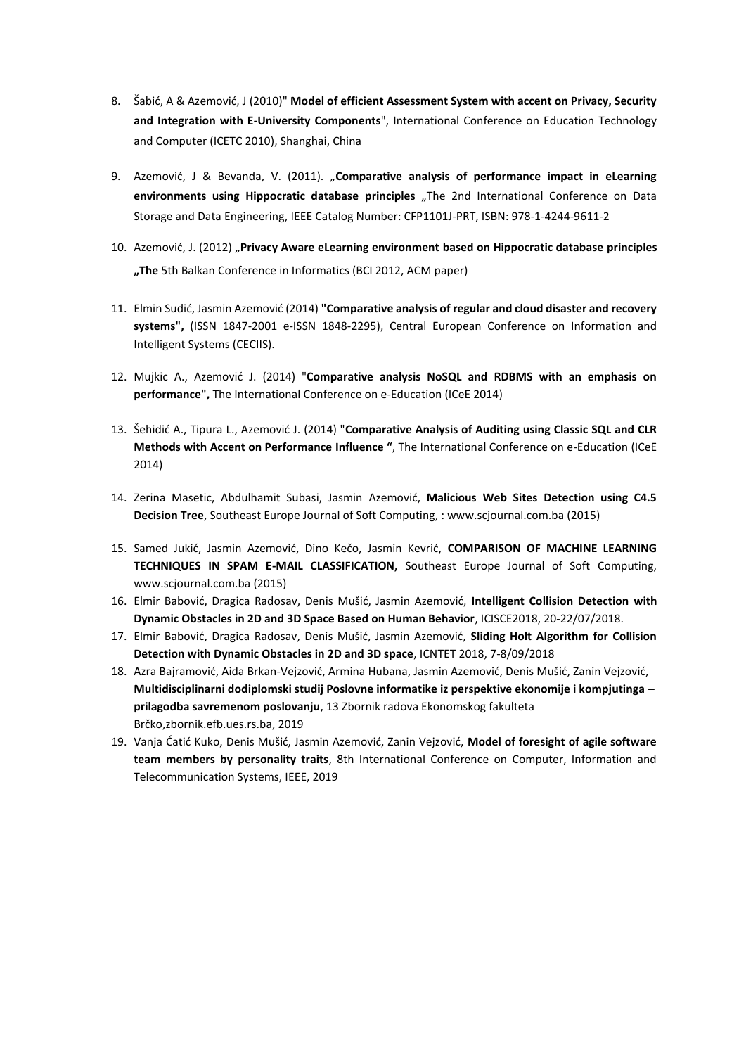8. Šabić, A & Azemović, J (2010)" **Model of efficient Assessment System with accent on Privacy, Security and Integration with E-University Components**", International Conference on Education Technology and Computer (ICETC 2010), Shanghai, China

9. Azemović, J & Bevanda, V. (2011). „**Comparative analysis of performance impact in eLearning environments using Hippocratic database principles** „The 2nd International Conference on Data Storage and Data Engineering, IEEE Catalog Number: CFP1101J-PRT, ISBN: 978-1-4244-9611-2

10. Azemović, J. (2012) „**Privacy Aware eLearning environment based on Hippocratic database principles „The** 5th Balkan Conference in Informatics (BCI 2012, ACM paper)

11. Elmin Sudić, Jasmin Azemović (2014) **"Comparative analysis of regular and cloud disaster and recovery systems",** (ISSN 1847-2001 e-ISSN 1848-2295), Central European Conference on Information and Intelligent Systems (CECIIS).

12. Mujkic A., Azemović J. (2014) "**Comparative analysis NoSQL and RDBMS with an emphasis on performance",** The International Conference on e-Education (ICeE 2014)

13. Šehidić A., Tipura L., Azemović J. (2014) "**Comparative Analysis of Auditing using Classic SQL and CLR Methods with Accent on Performance Influence "**, The International Conference on e-Education (ICeE 2014)

14. Zerina Masetic, Abdulhamit Subasi, Jasmin Azemović, **Malicious Web Sites Detection using C4.5 Decision Tree**, Southeast Europe Journal of Soft Computing, : www.scjournal.com.ba (2015)

15. Samed Jukić, Jasmin Azemović, Dino Kečo, Jasmin Kevrić, **COMPARISON OF MACHINE LEARNING TECHNIQUES IN SPAM E-MAIL CLASSIFICATION,** Southeast Europe Journal of Soft Computing, www.scjournal.com.ba (2015)
16. Elmir Babović, Dragica Radosav, Denis Mušić, Jasmin Azemović, **Intelligent Collision Detection with Dynamic Obstacles in 2D and 3D Space Based on Human Behavior**, ICISCE2018, 20-22/07/2018.
17. Elmir Babović, Dragica Radosav, Denis Mušić, Jasmin Azemović, **Sliding Holt Algorithm for Collision Detection with Dynamic Obstacles in 2D and 3D space**, ICNTET 2018, 7-8/09/2018
18. Azra Bajramović, Aida Brkan-Vejzović, Armina Hubana, Jasmin Azemović, Denis Mušić, Zanin Vejzović, **Multidisciplinarni dodiplomski studij Poslovne informatike iz perspektive ekonomije i kompjutinga – prilagodba savremenom poslovanju**, 13 Zbornik radova Ekonomskog fakulteta Brčko,zbornik.efb.ues.rs.ba, 2019
19. Vanja Ćatić Kuko, Denis Mušić, Jasmin Azemović, Zanin Vejzović, **Model of foresight of agile software team members by personality traits**, 8th International Conference on Computer, Information and Telecommunication Systems, IEEE, 2019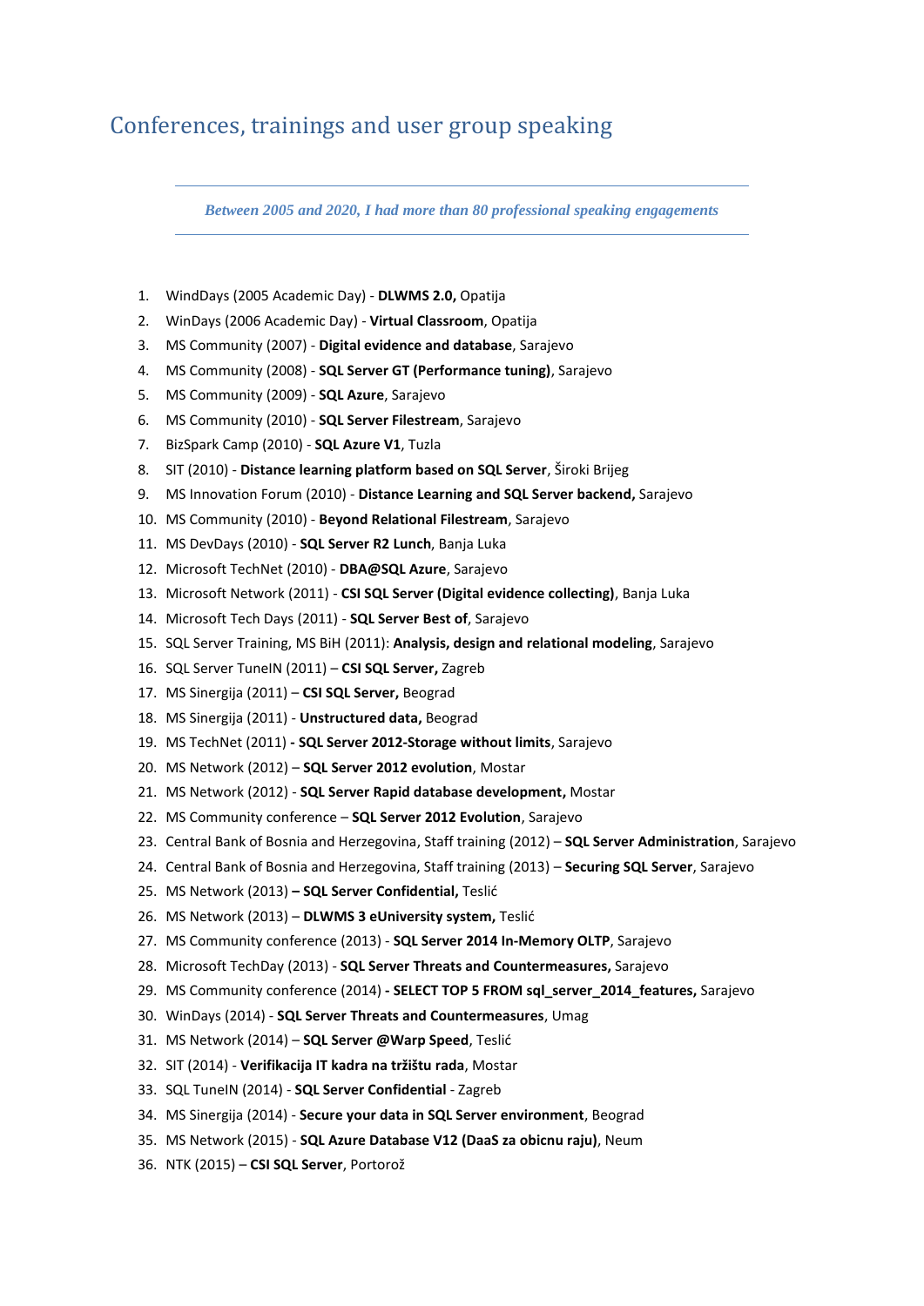## Conferences, trainings and user group speaking

---

***Between 2005 and 2020, I had more than 80 professional speaking engagements***

---

1. WindDays (2005 Academic Day) - **DLWMS 2.0,** Opatija
2. WinDays (2006 Academic Day) - **Virtual Classroom**, Opatija
3. MS Community (2007) - **Digital evidence and database**, Sarajevo
4. MS Community (2008) - **SQL Server GT (Performance tuning)**, Sarajevo
5. MS Community (2009) - **SQL Azure**, Sarajevo
6. MS Community (2010) - **SQL Server Filestream**, Sarajevo
7. BizSpark Camp (2010) - **SQL Azure V1**, Tuzla
8. SIT (2010) - **Distance learning platform based on SQL Server**, Široki Brijeg
9. MS Innovation Forum (2010) - **Distance Learning and SQL Server backend,** Sarajevo
10. MS Community (2010) - **Beyond Relational Filestream**, Sarajevo
11. MS DevDays (2010) - **SQL Server R2 Lunch**, Banja Luka
12. Microsoft TechNet (2010) - **DBA@SQL Azure**, Sarajevo
13. Microsoft Network (2011) - **CSI SQL Server (Digital evidence collecting)**, Banja Luka
14. Microsoft Tech Days (2011) - **SQL Server Best of**, Sarajevo
15. SQL Server Training, MS BiH (2011): **Analysis, design and relational modeling**, Sarajevo
16. SQL Server TuneIN (2011) – **CSI SQL Server,** Zagreb
17. MS Sinergija (2011) – **CSI SQL Server,** Beograd
18. MS Sinergija (2011) - **Unstructured data,** Beograd
19. MS TechNet (2011) **- SQL Server 2012-Storage without limits**, Sarajevo
20. MS Network (2012) – **SQL Server 2012 evolution**, Mostar
21. MS Network (2012) - **SQL Server Rapid database development,** Mostar
22. MS Community conference – **SQL Server 2012 Evolution**, Sarajevo
23. Central Bank of Bosnia and Herzegovina, Staff training (2012) – **SQL Server Administration**, Sarajevo
24. Central Bank of Bosnia and Herzegovina, Staff training (2013) – **Securing SQL Server**, Sarajevo
25. MS Network (2013) **– SQL Server Confidential,** Teslić
26. MS Network (2013) – **DLWMS 3 eUniversity system,** Teslić
27. MS Community conference (2013) - **SQL Server 2014 In-Memory OLTP**, Sarajevo
28. Microsoft TechDay (2013) - **SQL Server Threats and Countermeasures,** Sarajevo
29. MS Community conference (2014) **- SELECT TOP 5 FROM sql_server_2014_features,** Sarajevo
30. WinDays (2014) - **SQL Server Threats and Countermeasures**, Umag
31. MS Network (2014) – **SQL Server @Warp Speed**, Teslić
32. SIT (2014) - **Verifikacija IT kadra na tržištu rada**, Mostar
33. SQL TuneIN (2014) - **SQL Server Confidential** - Zagreb
34. MS Sinergija (2014) - **Secure your data in SQL Server environment**, Beograd
35. MS Network (2015) - **SQL Azure Database V12 (DaaS za obicnu raju)**, Neum
36. NTK (2015) – **CSI SQL Server**, Portorož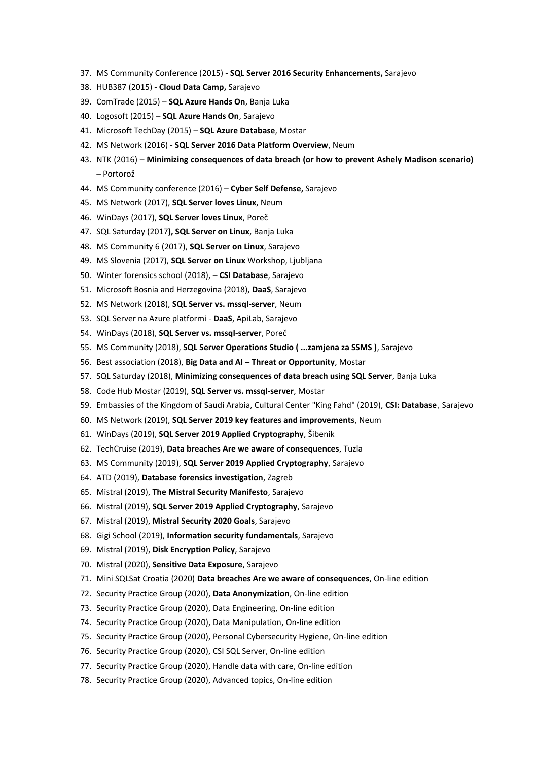37. MS Community Conference (2015) - **SQL Server 2016 Security Enhancements,** Sarajevo
38. HUB387 (2015) - **Cloud Data Camp,** Sarajevo
39. ComTrade (2015) – **SQL Azure Hands On**, Banja Luka
40. Logosoft (2015) – **SQL Azure Hands On**, Sarajevo
41. Microsoft TechDay (2015) – **SQL Azure Database**, Mostar
42. MS Network (2016) - **SQL Server 2016 Data Platform Overview**, Neum
43. NTK (2016) – **Minimizing consequences of data breach (or how to prevent Ashely Madison scenario)** – Portorož
44. MS Community conference (2016) – **Cyber Self Defense,** Sarajevo
45. MS Network (2017), **SQL Server loves Linux**, Neum
46. WinDays (2017), **SQL Server loves Linux**, Poreč
47. SQL Saturday (2017**), SQL Server on Linux**, Banja Luka
48. MS Community 6 (2017), **SQL Server on Linux**, Sarajevo
49. MS Slovenia (2017), **SQL Server on Linux** Workshop, Ljubljana
50. Winter forensics school (2018), – **CSI Database**, Sarajevo
51. Microsoft Bosnia and Herzegovina (2018), **DaaS**, Sarajevo
52. MS Network (2018), **SQL Server vs. mssql-server**, Neum
53. SQL Server na Azure platformi - **DaaS**, ApiLab, Sarajevo
54. WinDays (2018), **SQL Server vs. mssql-server**, Poreč
55. MS Community (2018), **SQL Server Operations Studio ( ...zamjena za SSMS )**, Sarajevo
56. Best association (2018), **Big Data and AI – Threat or Opportunity**, Mostar
57. SQL Saturday (2018), **Minimizing consequences of data breach using SQL Server**, Banja Luka
58. Code Hub Mostar (2019), **SQL Server vs. mssql-server**, Mostar
59. Embassies of the Kingdom of Saudi Arabia, Cultural Center "King Fahd" (2019), **CSI: Database**, Sarajevo
60. MS Network (2019), **SQL Server 2019 key features and improvements**, Neum
61. WinDays (2019), **SQL Server 2019 Applied Cryptography**, Šibenik
62. TechCruise (2019), **Data breaches Are we aware of consequences**, Tuzla
63. MS Community (2019), **SQL Server 2019 Applied Cryptography**, Sarajevo
64. ATD (2019), **Database forensics investigation**, Zagreb
65. Mistral (2019), **The Mistral Security Manifesto**, Sarajevo
66. Mistral (2019), **SQL Server 2019 Applied Cryptography**, Sarajevo
67. Mistral (2019), **Mistral Security 2020 Goals**, Sarajevo
68. Gigi School (2019), **Information security fundamentals**, Sarajevo
69. Mistral (2019), **Disk Encryption Policy**, Sarajevo
70. Mistral (2020), **Sensitive Data Exposure**, Sarajevo
71. Mini SQLSat Croatia (2020) **Data breaches Are we aware of consequences**, On-line edition
72. Security Practice Group (2020), **Data Anonymization**, On-line edition
73. Security Practice Group (2020), Data Engineering, On-line edition
74. Security Practice Group (2020), Data Manipulation, On-line edition
75. Security Practice Group (2020), Personal Cybersecurity Hygiene, On-line edition
76. Security Practice Group (2020), CSI SQL Server, On-line edition
77. Security Practice Group (2020), Handle data with care, On-line edition
78. Security Practice Group (2020), Advanced topics, On-line edition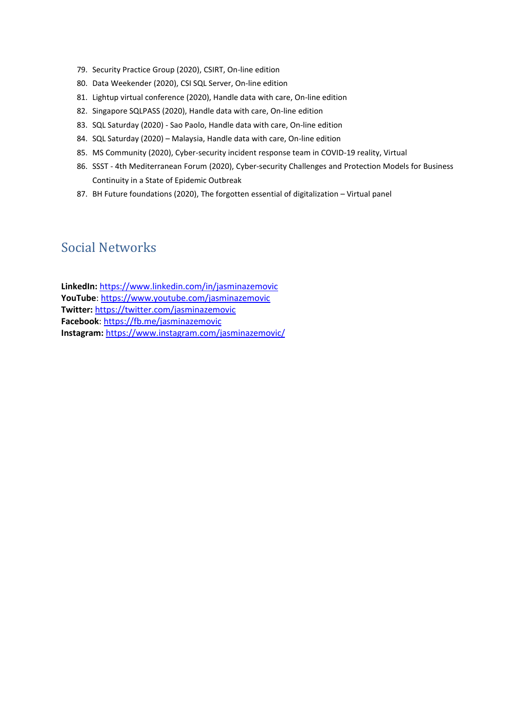79. Security Practice Group (2020), CSIRT, On-line edition
80. Data Weekender (2020), CSI SQL Server, On-line edition
81. Lightup virtual conference (2020), Handle data with care, On-line edition
82. Singapore SQLPASS (2020), Handle data with care, On-line edition
83. SQL Saturday (2020) - Sao Paolo, Handle data with care, On-line edition
84. SQL Saturday (2020) – Malaysia, Handle data with care, On-line edition
85. MS Community (2020), Cyber-security incident response team in COVID-19 reality, Virtual
86. SSST - 4th Mediterranean Forum (2020), Cyber-security Challenges and Protection Models for Business Continuity in a State of Epidemic Outbreak
87. BH Future foundations (2020), The forgotten essential of digitalization – Virtual panel

## Social Networks

**LinkedIn:** https://www.linkedin.com/in/jasminazemovic
**YouTube**: https://www.youtube.com/jasminazemovic
**Twitter:** https://twitter.com/jasminazemovic
**Facebook**: https://fb.me/jasminazemovic
**Instagram:** https://www.instagram.com/jasminazemovic/